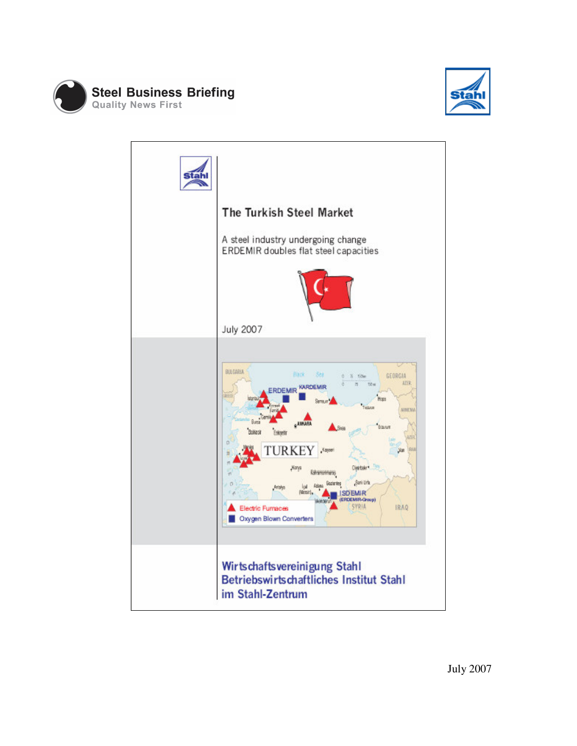Steel Business Briefing
Quality News First

# The Turkish Steel Market

A steel industry undergoing change
ERDEMIR doubles flat steel capacities

July 2007

Wirtschaftsvereinigung Stahl
Betriebswirtschaftliches Institut Stahl
im Stahl-Zentrum

July 2007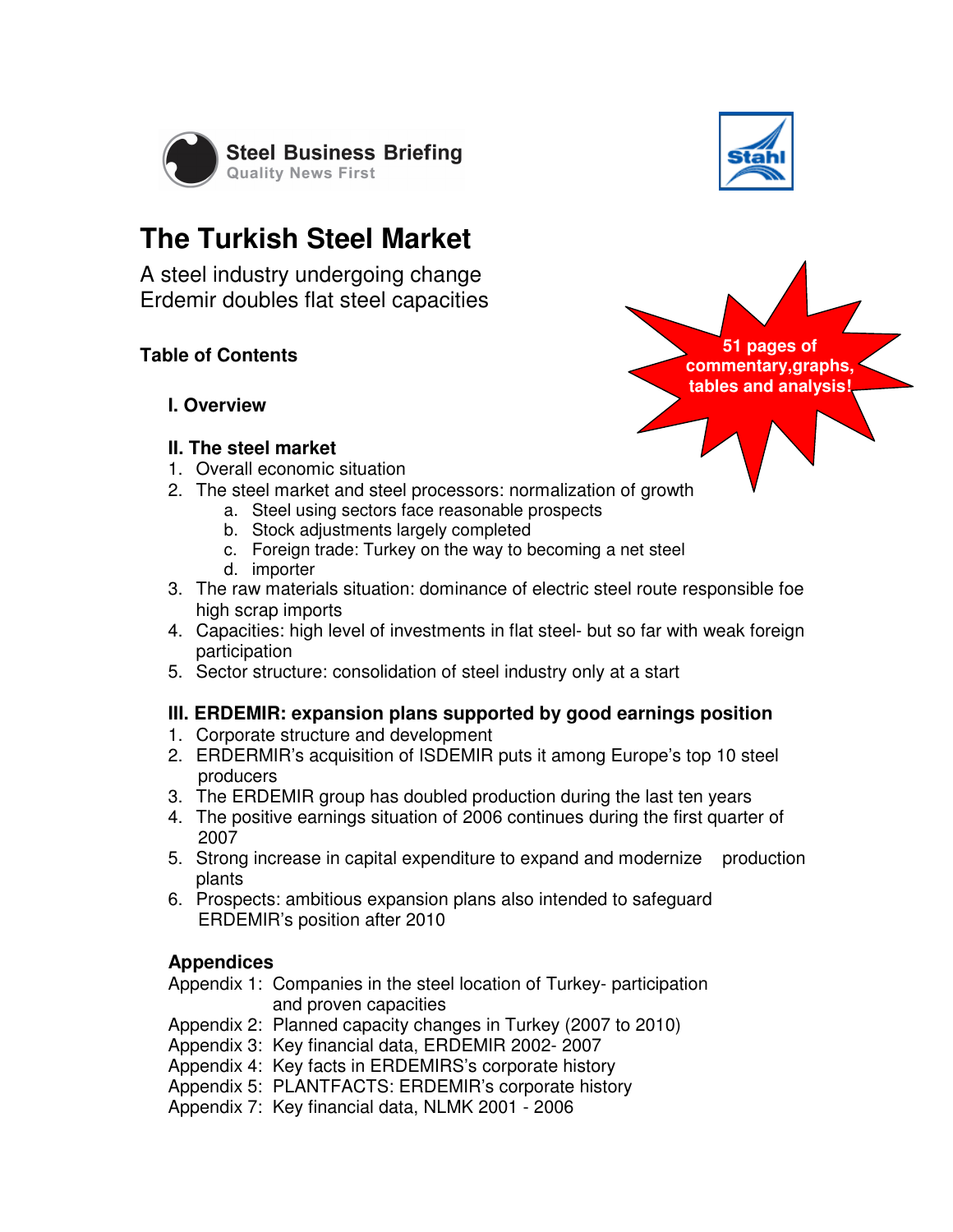Steel Business Briefing
Quality News First

Stahl

# The Turkish Steel Market

A steel industry undergoing change
Erdemir doubles flat steel capacities

51 pages of commentary,graphs, tables and analysis!

## Table of Contents

### I. Overview

### II. The steel market

1. Overall economic situation
2. The steel market and steel processors: normalization of growth
    a. Steel using sectors face reasonable prospects
    b. Stock adjustments largely completed
    c. Foreign trade: Turkey on the way to becoming a net steel
    d. importer
3. The raw materials situation: dominance of electric steel route responsible foe high scrap imports
4. Capacities: high level of investments in flat steel- but so far with weak foreign participation
5. Sector structure: consolidation of steel industry only at a start

### III. ERDEMIR: expansion plans supported by good earnings position

1. Corporate structure and development
2. ERDERMIR's acquisition of ISDEMIR puts it among Europe's top 10 steel producers
3. The ERDEMIR group has doubled production during the last ten years
4. The positive earnings situation of 2006 continues during the first quarter of 2007
5. Strong increase in capital expenditure to expand and modernize production plants
6. Prospects: ambitious expansion plans also intended to safeguard ERDEMIR's position after 2010

### Appendices

Appendix 1: Companies in the steel location of Turkey- participation and proven capacities
Appendix 2: Planned capacity changes in Turkey (2007 to 2010)
Appendix 3: Key financial data, ERDEMIR 2002- 2007
Appendix 4: Key facts in ERDEMIRS's corporate history
Appendix 5: PLANTFACTS: ERDEMIR's corporate history
Appendix 7: Key financial data, NLMK 2001 - 2006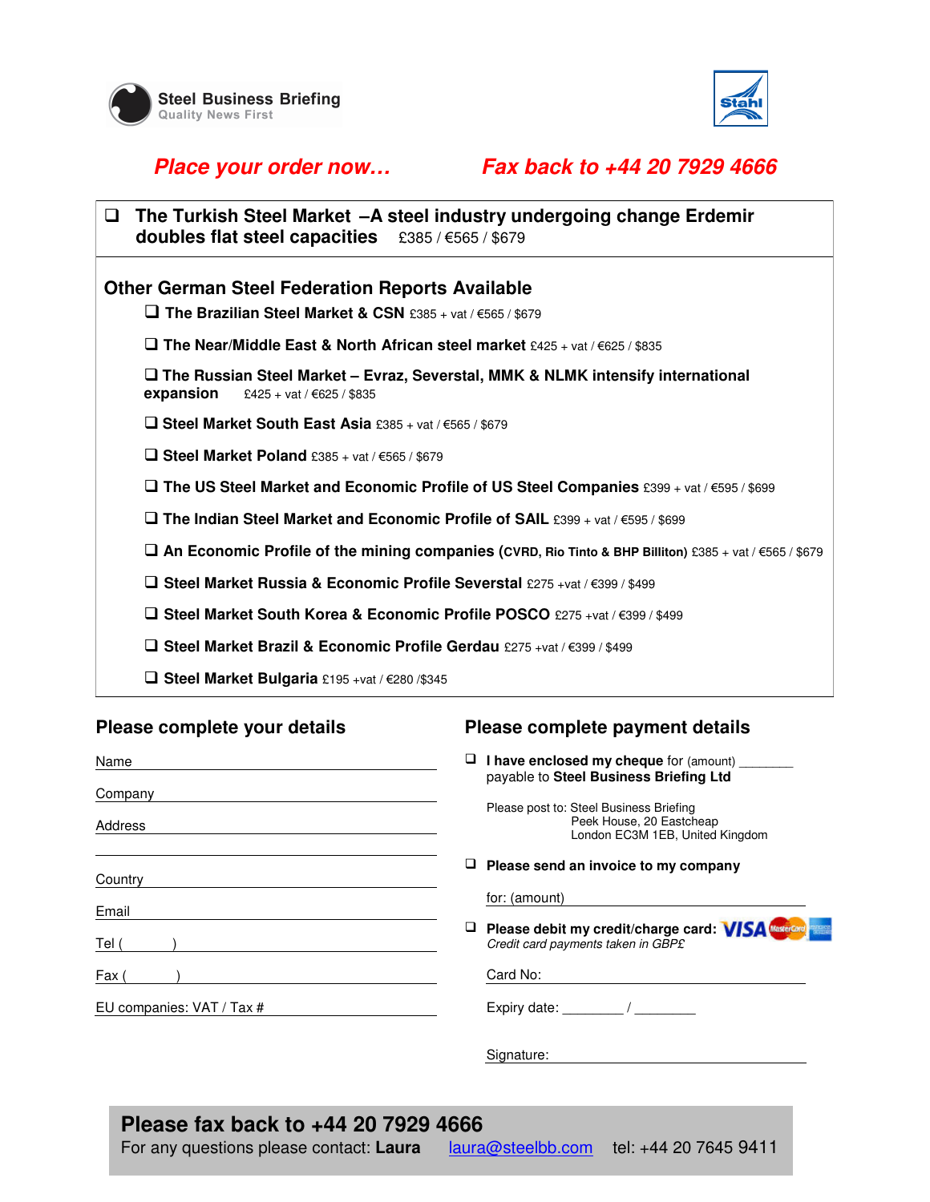Steel Business Briefing
Quality News First

Stahl

***Place your order now…*** ***Fax back to +44 20 7929 4666***

- ❑ **The Turkish Steel Market –A steel industry undergoing change Erdemir doubles flat steel capacities** £385 / €565 / $679

## Other German Steel Federation Reports Available

- ❑ **The Brazilian Steel Market & CSN** £385 + vat / €565 / $679
- ❑ **The Near/Middle East & North African steel market** £425 + vat / €625 / $835
- ❑ **The Russian Steel Market – Evraz, Severstal, MMK & NLMK intensify international expansion** £425 + vat / €625 / $835
- ❑ **Steel Market South East Asia** £385 + vat / €565 / $679
- ❑ **Steel Market Poland** £385 + vat / €565 / $679
- ❑ **The US Steel Market and Economic Profile of US Steel Companies** £399 + vat / €595 / $699
- ❑ **The Indian Steel Market and Economic Profile of SAIL** £399 + vat / €595 / $699
- ❑ **An Economic Profile of the mining companies (CVRD, Rio Tinto & BHP Billiton)** £385 + vat / €565 / $679
- ❑ **Steel Market Russia & Economic Profile Severstal** £275 +vat / €399 / $499
- ❑ **Steel Market South Korea & Economic Profile POSCO** £275 +vat / €399 / $499
- ❑ **Steel Market Brazil & Economic Profile Gerdau** £275 +vat / €399 / $499
- ❑ **Steel Market Bulgaria** £195 +vat / €280 /$345

## Please complete your details

Name ____________________

Company ____________________

Address ____________________

____________________

Country ____________________

Email ____________________

Tel (          ) ____________________

Fax (          ) ____________________

EU companies: VAT / Tax # ____________________

## Please complete payment details

❑ **I have enclosed my cheque** for (amount) ________ payable to **Steel Business Briefing Ltd**

Please post to: Steel Business Briefing
Peek House, 20 Eastcheap
London EC3M 1EB, United Kingdom

❑ **Please send an invoice to my company**

for: (amount) ____________________

❑ **Please debit my credit/charge card:** VISA MasterCard American Express
*Credit card payments taken in GBP£*

Card No: ____________________

Expiry date: ________ / ________

Signature: ____________________

**Please fax back to +44 20 7929 4666**
For any questions please contact: **Laura** laura@steelbb.com tel: +44 20 7645 9411